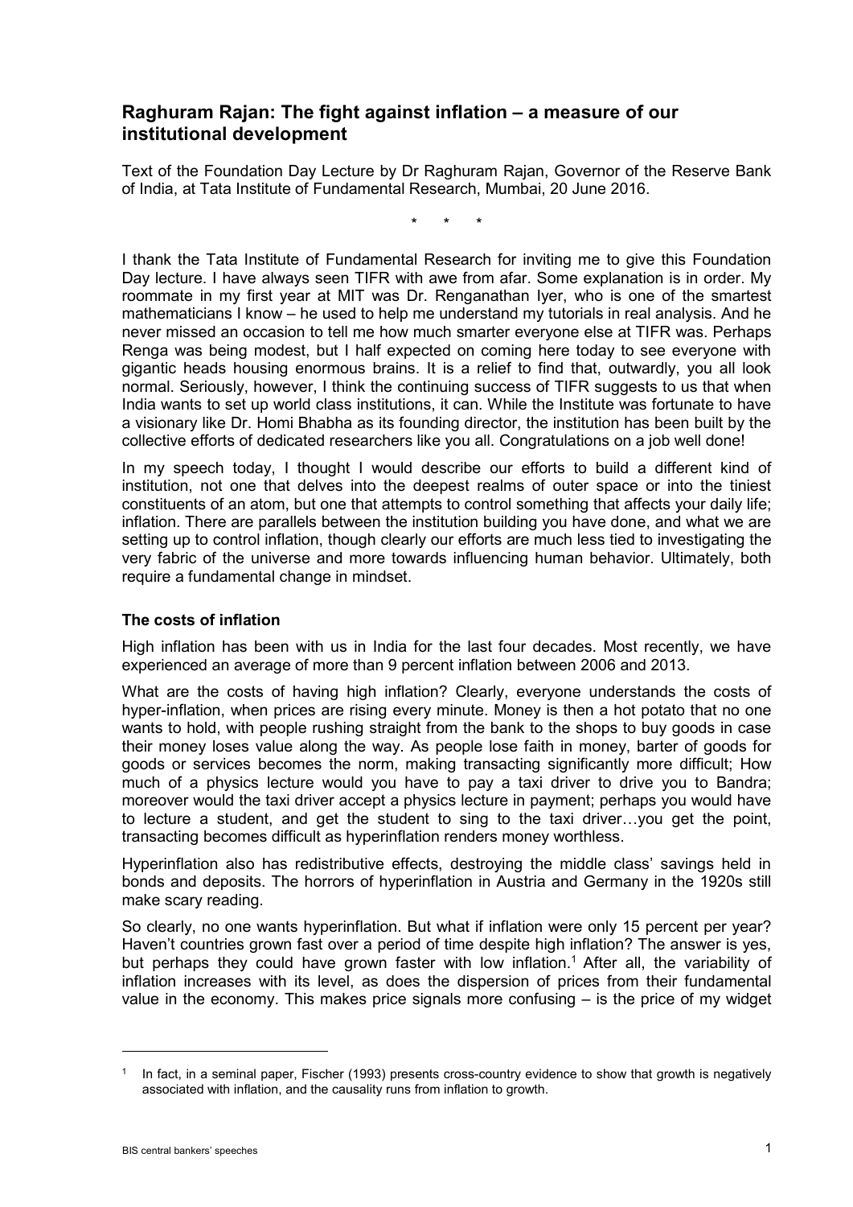# Raghuram Rajan: The fight against inflation – a measure of our institutional development

Text of the Foundation Day Lecture by Dr Raghuram Rajan, Governor of the Reserve Bank of India, at Tata Institute of Fundamental Research, Mumbai, 20 June 2016.

\* \* \*

I thank the Tata Institute of Fundamental Research for inviting me to give this Foundation Day lecture. I have always seen TIFR with awe from afar. Some explanation is in order. My roommate in my first year at MIT was Dr. Renganathan Iyer, who is one of the smartest mathematicians I know – he used to help me understand my tutorials in real analysis. And he never missed an occasion to tell me how much smarter everyone else at TIFR was. Perhaps Renga was being modest, but I half expected on coming here today to see everyone with gigantic heads housing enormous brains. It is a relief to find that, outwardly, you all look normal. Seriously, however, I think the continuing success of TIFR suggests to us that when India wants to set up world class institutions, it can. While the Institute was fortunate to have a visionary like Dr. Homi Bhabha as its founding director, the institution has been built by the collective efforts of dedicated researchers like you all. Congratulations on a job well done!

In my speech today, I thought I would describe our efforts to build a different kind of institution, not one that delves into the deepest realms of outer space or into the tiniest constituents of an atom, but one that attempts to control something that affects your daily life; inflation. There are parallels between the institution building you have done, and what we are setting up to control inflation, though clearly our efforts are much less tied to investigating the very fabric of the universe and more towards influencing human behavior. Ultimately, both require a fundamental change in mindset.

## The costs of inflation

High inflation has been with us in India for the last four decades. Most recently, we have experienced an average of more than 9 percent inflation between 2006 and 2013.

What are the costs of having high inflation? Clearly, everyone understands the costs of hyper-inflation, when prices are rising every minute. Money is then a hot potato that no one wants to hold, with people rushing straight from the bank to the shops to buy goods in case their money loses value along the way. As people lose faith in money, barter of goods for goods or services becomes the norm, making transacting significantly more difficult; How much of a physics lecture would you have to pay a taxi driver to drive you to Bandra; moreover would the taxi driver accept a physics lecture in payment; perhaps you would have to lecture a student, and get the student to sing to the taxi driver…you get the point, transacting becomes difficult as hyperinflation renders money worthless.

Hyperinflation also has redistributive effects, destroying the middle class' savings held in bonds and deposits. The horrors of hyperinflation in Austria and Germany in the 1920s still make scary reading.

So clearly, no one wants hyperinflation. But what if inflation were only 15 percent per year? Haven't countries grown fast over a period of time despite high inflation? The answer is yes, but perhaps they could have grown faster with low inflation.[1] After all, the variability of inflation increases with its level, as does the dispersion of prices from their fundamental value in the economy. This makes price signals more confusing – is the price of my widget

[1] In fact, in a seminal paper, Fischer (1993) presents cross-country evidence to show that growth is negatively associated with inflation, and the causality runs from inflation to growth.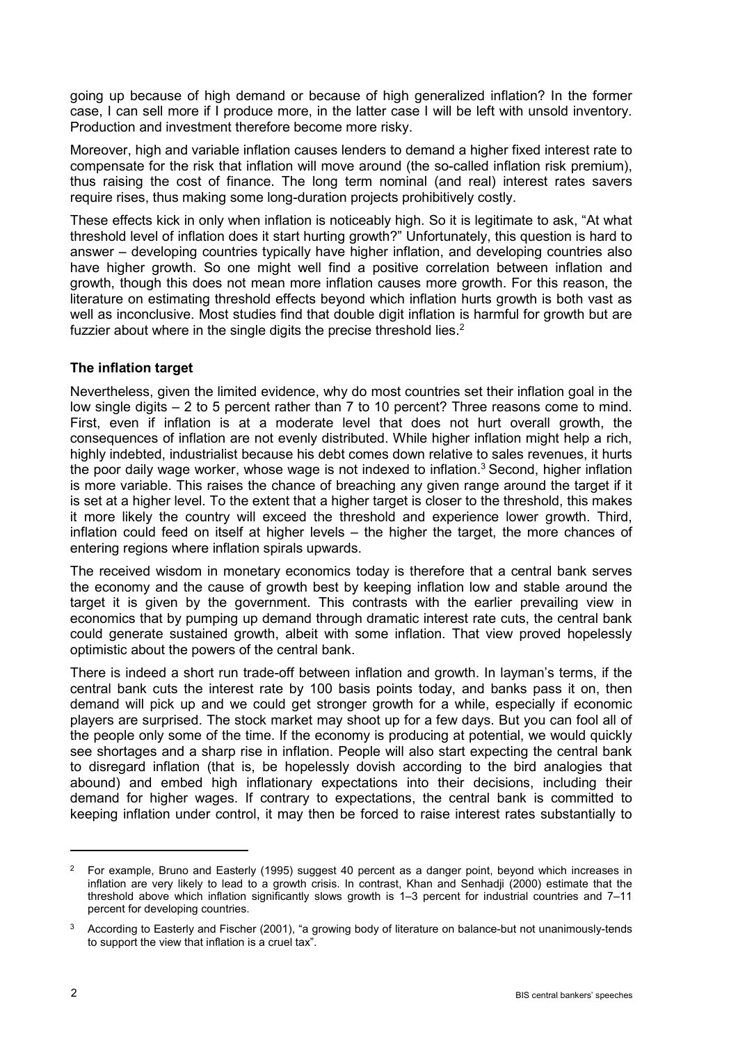going up because of high demand or because of high generalized inflation? In the former case, I can sell more if I produce more, in the latter case I will be left with unsold inventory. Production and investment therefore become more risky.

Moreover, high and variable inflation causes lenders to demand a higher fixed interest rate to compensate for the risk that inflation will move around (the so-called inflation risk premium), thus raising the cost of finance. The long term nominal (and real) interest rates savers require rises, thus making some long-duration projects prohibitively costly.

These effects kick in only when inflation is noticeably high. So it is legitimate to ask, "At what threshold level of inflation does it start hurting growth?" Unfortunately, this question is hard to answer – developing countries typically have higher inflation, and developing countries also have higher growth. So one might well find a positive correlation between inflation and growth, though this does not mean more inflation causes more growth. For this reason, the literature on estimating threshold effects beyond which inflation hurts growth is both vast as well as inconclusive. Most studies find that double digit inflation is harmful for growth but are fuzzier about where in the single digits the precise threshold lies.[2]

**The inflation target**

Nevertheless, given the limited evidence, why do most countries set their inflation goal in the low single digits – 2 to 5 percent rather than 7 to 10 percent? Three reasons come to mind. First, even if inflation is at a moderate level that does not hurt overall growth, the consequences of inflation are not evenly distributed. While higher inflation might help a rich, highly indebted, industrialist because his debt comes down relative to sales revenues, it hurts the poor daily wage worker, whose wage is not indexed to inflation.[3] Second, higher inflation is more variable. This raises the chance of breaching any given range around the target if it is set at a higher level. To the extent that a higher target is closer to the threshold, this makes it more likely the country will exceed the threshold and experience lower growth. Third, inflation could feed on itself at higher levels – the higher the target, the more chances of entering regions where inflation spirals upwards.

The received wisdom in monetary economics today is therefore that a central bank serves the economy and the cause of growth best by keeping inflation low and stable around the target it is given by the government. This contrasts with the earlier prevailing view in economics that by pumping up demand through dramatic interest rate cuts, the central bank could generate sustained growth, albeit with some inflation. That view proved hopelessly optimistic about the powers of the central bank.

There is indeed a short run trade-off between inflation and growth. In layman's terms, if the central bank cuts the interest rate by 100 basis points today, and banks pass it on, then demand will pick up and we could get stronger growth for a while, especially if economic players are surprised. The stock market may shoot up for a few days. But you can fool all of the people only some of the time. If the economy is producing at potential, we would quickly see shortages and a sharp rise in inflation. People will also start expecting the central bank to disregard inflation (that is, be hopelessly dovish according to the bird analogies that abound) and embed high inflationary expectations into their decisions, including their demand for higher wages. If contrary to expectations, the central bank is committed to keeping inflation under control, it may then be forced to raise interest rates substantially to

---

[2] For example, Bruno and Easterly (1995) suggest 40 percent as a danger point, beyond which increases in inflation are very likely to lead to a growth crisis. In contrast, Khan and Senhadji (2000) estimate that the threshold above which inflation significantly slows growth is 1–3 percent for industrial countries and 7–11 percent for developing countries.

[3] According to Easterly and Fischer (2001), "a growing body of literature on balance-but not unanimously-tends to support the view that inflation is a cruel tax".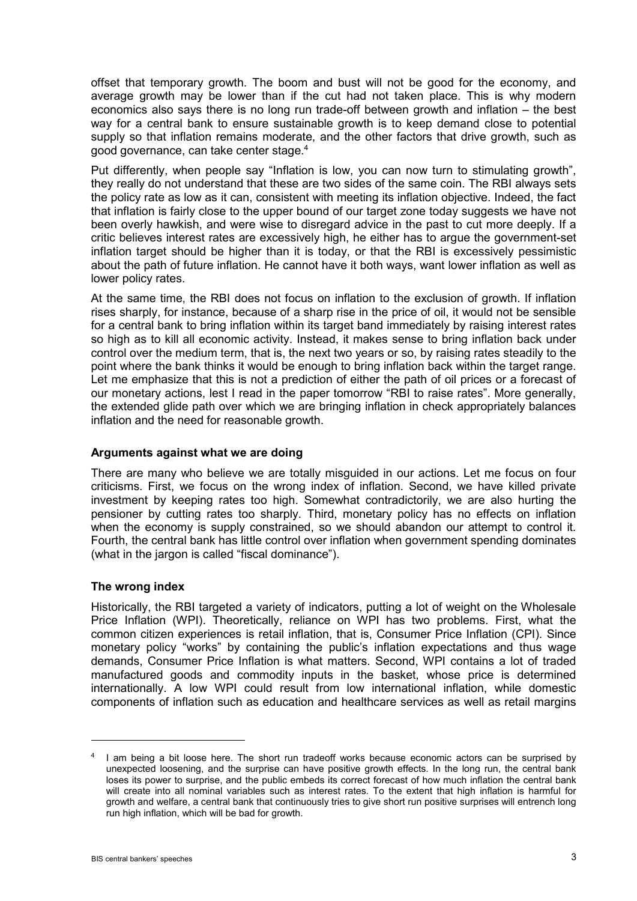offset that temporary growth. The boom and bust will not be good for the economy, and average growth may be lower than if the cut had not taken place. This is why modern economics also says there is no long run trade-off between growth and inflation – the best way for a central bank to ensure sustainable growth is to keep demand close to potential supply so that inflation remains moderate, and the other factors that drive growth, such as good governance, can take center stage.[4]

Put differently, when people say "Inflation is low, you can now turn to stimulating growth", they really do not understand that these are two sides of the same coin. The RBI always sets the policy rate as low as it can, consistent with meeting its inflation objective. Indeed, the fact that inflation is fairly close to the upper bound of our target zone today suggests we have not been overly hawkish, and were wise to disregard advice in the past to cut more deeply. If a critic believes interest rates are excessively high, he either has to argue the government-set inflation target should be higher than it is today, or that the RBI is excessively pessimistic about the path of future inflation. He cannot have it both ways, want lower inflation as well as lower policy rates.

At the same time, the RBI does not focus on inflation to the exclusion of growth. If inflation rises sharply, for instance, because of a sharp rise in the price of oil, it would not be sensible for a central bank to bring inflation within its target band immediately by raising interest rates so high as to kill all economic activity. Instead, it makes sense to bring inflation back under control over the medium term, that is, the next two years or so, by raising rates steadily to the point where the bank thinks it would be enough to bring inflation back within the target range. Let me emphasize that this is not a prediction of either the path of oil prices or a forecast of our monetary actions, lest I read in the paper tomorrow "RBI to raise rates". More generally, the extended glide path over which we are bringing inflation in check appropriately balances inflation and the need for reasonable growth.

### Arguments against what we are doing

There are many who believe we are totally misguided in our actions. Let me focus on four criticisms. First, we focus on the wrong index of inflation. Second, we have killed private investment by keeping rates too high. Somewhat contradictorily, we are also hurting the pensioner by cutting rates too sharply. Third, monetary policy has no effects on inflation when the economy is supply constrained, so we should abandon our attempt to control it. Fourth, the central bank has little control over inflation when government spending dominates (what in the jargon is called "fiscal dominance").

### The wrong index

Historically, the RBI targeted a variety of indicators, putting a lot of weight on the Wholesale Price Inflation (WPI). Theoretically, reliance on WPI has two problems. First, what the common citizen experiences is retail inflation, that is, Consumer Price Inflation (CPI). Since monetary policy "works" by containing the public's inflation expectations and thus wage demands, Consumer Price Inflation is what matters. Second, WPI contains a lot of traded manufactured goods and commodity inputs in the basket, whose price is determined internationally. A low WPI could result from low international inflation, while domestic components of inflation such as education and healthcare services as well as retail margins

---

[4] I am being a bit loose here. The short run tradeoff works because economic actors can be surprised by unexpected loosening, and the surprise can have positive growth effects. In the long run, the central bank loses its power to surprise, and the public embeds its correct forecast of how much inflation the central bank will create into all nominal variables such as interest rates. To the extent that high inflation is harmful for growth and welfare, a central bank that continuously tries to give short run positive surprises will entrench long run high inflation, which will be bad for growth.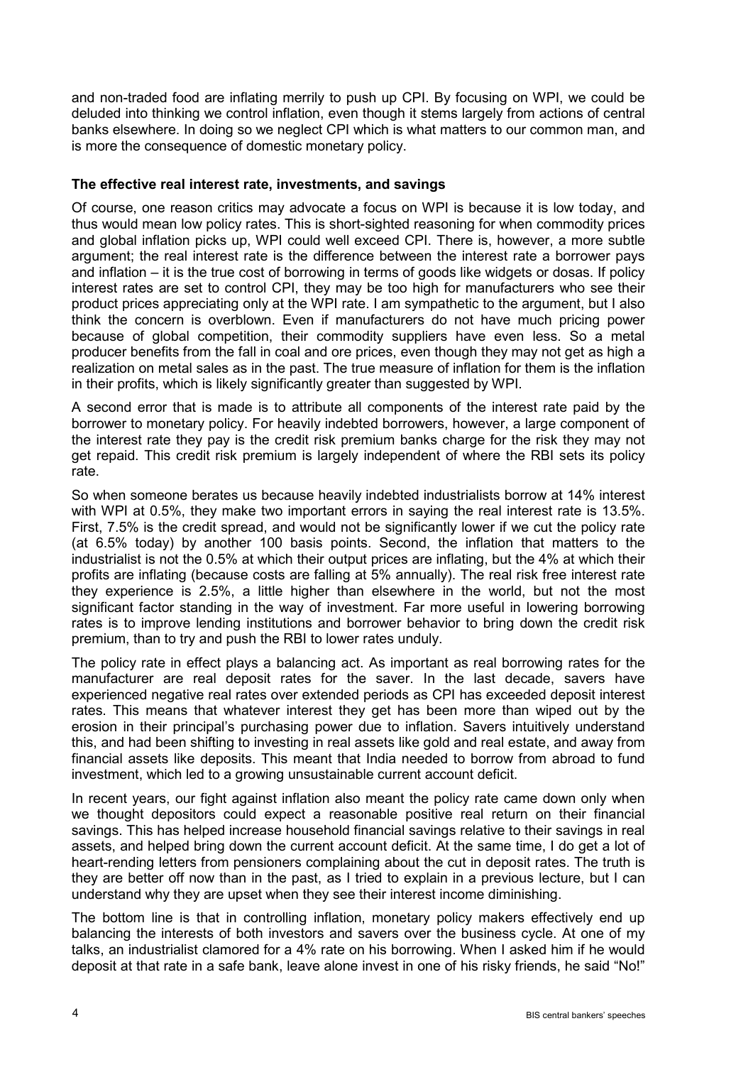and non-traded food are inflating merrily to push up CPI. By focusing on WPI, we could be deluded into thinking we control inflation, even though it stems largely from actions of central banks elsewhere. In doing so we neglect CPI which is what matters to our common man, and is more the consequence of domestic monetary policy.

**The effective real interest rate, investments, and savings**

Of course, one reason critics may advocate a focus on WPI is because it is low today, and thus would mean low policy rates. This is short-sighted reasoning for when commodity prices and global inflation picks up, WPI could well exceed CPI. There is, however, a more subtle argument; the real interest rate is the difference between the interest rate a borrower pays and inflation – it is the true cost of borrowing in terms of goods like widgets or dosas. If policy interest rates are set to control CPI, they may be too high for manufacturers who see their product prices appreciating only at the WPI rate. I am sympathetic to the argument, but I also think the concern is overblown. Even if manufacturers do not have much pricing power because of global competition, their commodity suppliers have even less. So a metal producer benefits from the fall in coal and ore prices, even though they may not get as high a realization on metal sales as in the past. The true measure of inflation for them is the inflation in their profits, which is likely significantly greater than suggested by WPI.

A second error that is made is to attribute all components of the interest rate paid by the borrower to monetary policy. For heavily indebted borrowers, however, a large component of the interest rate they pay is the credit risk premium banks charge for the risk they may not get repaid. This credit risk premium is largely independent of where the RBI sets its policy rate.

So when someone berates us because heavily indebted industrialists borrow at 14% interest with WPI at 0.5%, they make two important errors in saying the real interest rate is 13.5%. First, 7.5% is the credit spread, and would not be significantly lower if we cut the policy rate (at 6.5% today) by another 100 basis points. Second, the inflation that matters to the industrialist is not the 0.5% at which their output prices are inflating, but the 4% at which their profits are inflating (because costs are falling at 5% annually). The real risk free interest rate they experience is 2.5%, a little higher than elsewhere in the world, but not the most significant factor standing in the way of investment. Far more useful in lowering borrowing rates is to improve lending institutions and borrower behavior to bring down the credit risk premium, than to try and push the RBI to lower rates unduly.

The policy rate in effect plays a balancing act. As important as real borrowing rates for the manufacturer are real deposit rates for the saver. In the last decade, savers have experienced negative real rates over extended periods as CPI has exceeded deposit interest rates. This means that whatever interest they get has been more than wiped out by the erosion in their principal's purchasing power due to inflation. Savers intuitively understand this, and had been shifting to investing in real assets like gold and real estate, and away from financial assets like deposits. This meant that India needed to borrow from abroad to fund investment, which led to a growing unsustainable current account deficit.

In recent years, our fight against inflation also meant the policy rate came down only when we thought depositors could expect a reasonable positive real return on their financial savings. This has helped increase household financial savings relative to their savings in real assets, and helped bring down the current account deficit. At the same time, I do get a lot of heart-rending letters from pensioners complaining about the cut in deposit rates. The truth is they are better off now than in the past, as I tried to explain in a previous lecture, but I can understand why they are upset when they see their interest income diminishing.

The bottom line is that in controlling inflation, monetary policy makers effectively end up balancing the interests of both investors and savers over the business cycle. At one of my talks, an industrialist clamored for a 4% rate on his borrowing. When I asked him if he would deposit at that rate in a safe bank, leave alone invest in one of his risky friends, he said "No!"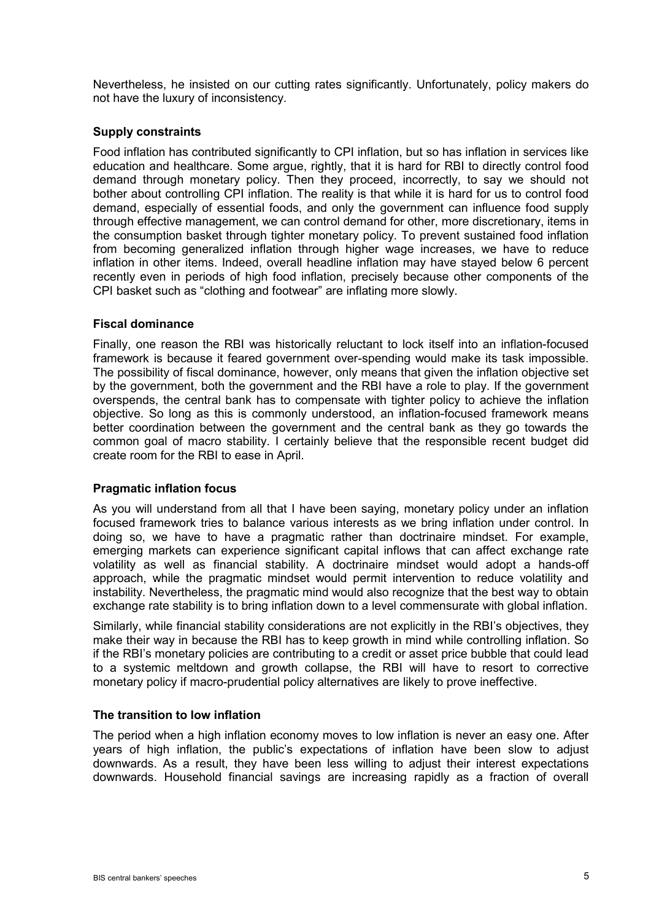Nevertheless, he insisted on our cutting rates significantly. Unfortunately, policy makers do not have the luxury of inconsistency.

### Supply constraints

Food inflation has contributed significantly to CPI inflation, but so has inflation in services like education and healthcare. Some argue, rightly, that it is hard for RBI to directly control food demand through monetary policy. Then they proceed, incorrectly, to say we should not bother about controlling CPI inflation. The reality is that while it is hard for us to control food demand, especially of essential foods, and only the government can influence food supply through effective management, we can control demand for other, more discretionary, items in the consumption basket through tighter monetary policy. To prevent sustained food inflation from becoming generalized inflation through higher wage increases, we have to reduce inflation in other items. Indeed, overall headline inflation may have stayed below 6 percent recently even in periods of high food inflation, precisely because other components of the CPI basket such as "clothing and footwear" are inflating more slowly.

### Fiscal dominance

Finally, one reason the RBI was historically reluctant to lock itself into an inflation-focused framework is because it feared government over-spending would make its task impossible. The possibility of fiscal dominance, however, only means that given the inflation objective set by the government, both the government and the RBI have a role to play. If the government overspends, the central bank has to compensate with tighter policy to achieve the inflation objective. So long as this is commonly understood, an inflation-focused framework means better coordination between the government and the central bank as they go towards the common goal of macro stability. I certainly believe that the responsible recent budget did create room for the RBI to ease in April.

### Pragmatic inflation focus

As you will understand from all that I have been saying, monetary policy under an inflation focused framework tries to balance various interests as we bring inflation under control. In doing so, we have to have a pragmatic rather than doctrinaire mindset. For example, emerging markets can experience significant capital inflows that can affect exchange rate volatility as well as financial stability. A doctrinaire mindset would adopt a hands-off approach, while the pragmatic mindset would permit intervention to reduce volatility and instability. Nevertheless, the pragmatic mind would also recognize that the best way to obtain exchange rate stability is to bring inflation down to a level commensurate with global inflation.

Similarly, while financial stability considerations are not explicitly in the RBI's objectives, they make their way in because the RBI has to keep growth in mind while controlling inflation. So if the RBI's monetary policies are contributing to a credit or asset price bubble that could lead to a systemic meltdown and growth collapse, the RBI will have to resort to corrective monetary policy if macro-prudential policy alternatives are likely to prove ineffective.

### The transition to low inflation

The period when a high inflation economy moves to low inflation is never an easy one. After years of high inflation, the public's expectations of inflation have been slow to adjust downwards. As a result, they have been less willing to adjust their interest expectations downwards. Household financial savings are increasing rapidly as a fraction of overall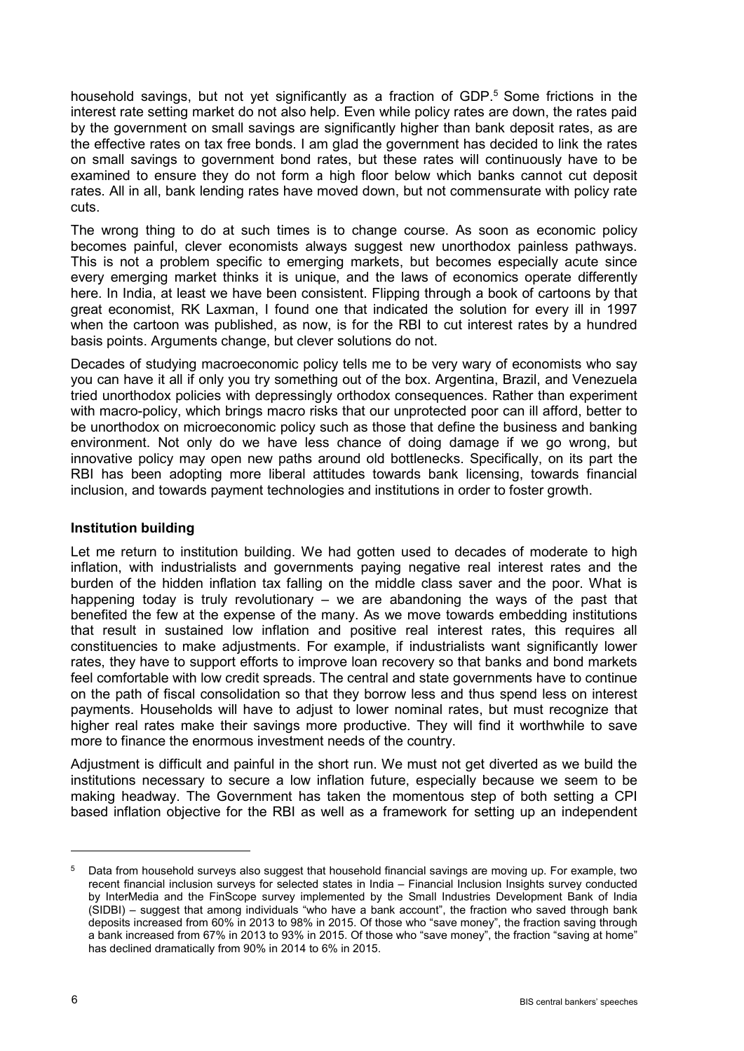household savings, but not yet significantly as a fraction of GDP.[5] Some frictions in the interest rate setting market do not also help. Even while policy rates are down, the rates paid by the government on small savings are significantly higher than bank deposit rates, as are the effective rates on tax free bonds. I am glad the government has decided to link the rates on small savings to government bond rates, but these rates will continuously have to be examined to ensure they do not form a high floor below which banks cannot cut deposit rates. All in all, bank lending rates have moved down, but not commensurate with policy rate cuts.

The wrong thing to do at such times is to change course. As soon as economic policy becomes painful, clever economists always suggest new unorthodox painless pathways. This is not a problem specific to emerging markets, but becomes especially acute since every emerging market thinks it is unique, and the laws of economics operate differently here. In India, at least we have been consistent. Flipping through a book of cartoons by that great economist, RK Laxman, I found one that indicated the solution for every ill in 1997 when the cartoon was published, as now, is for the RBI to cut interest rates by a hundred basis points. Arguments change, but clever solutions do not.

Decades of studying macroeconomic policy tells me to be very wary of economists who say you can have it all if only you try something out of the box. Argentina, Brazil, and Venezuela tried unorthodox policies with depressingly orthodox consequences. Rather than experiment with macro-policy, which brings macro risks that our unprotected poor can ill afford, better to be unorthodox on microeconomic policy such as those that define the business and banking environment. Not only do we have less chance of doing damage if we go wrong, but innovative policy may open new paths around old bottlenecks. Specifically, on its part the RBI has been adopting more liberal attitudes towards bank licensing, towards financial inclusion, and towards payment technologies and institutions in order to foster growth.

## Institution building

Let me return to institution building. We had gotten used to decades of moderate to high inflation, with industrialists and governments paying negative real interest rates and the burden of the hidden inflation tax falling on the middle class saver and the poor. What is happening today is truly revolutionary – we are abandoning the ways of the past that benefited the few at the expense of the many. As we move towards embedding institutions that result in sustained low inflation and positive real interest rates, this requires all constituencies to make adjustments. For example, if industrialists want significantly lower rates, they have to support efforts to improve loan recovery so that banks and bond markets feel comfortable with low credit spreads. The central and state governments have to continue on the path of fiscal consolidation so that they borrow less and thus spend less on interest payments. Households will have to adjust to lower nominal rates, but must recognize that higher real rates make their savings more productive. They will find it worthwhile to save more to finance the enormous investment needs of the country.

Adjustment is difficult and painful in the short run. We must not get diverted as we build the institutions necessary to secure a low inflation future, especially because we seem to be making headway. The Government has taken the momentous step of both setting a CPI based inflation objective for the RBI as well as a framework for setting up an independent

---

[5] Data from household surveys also suggest that household financial savings are moving up. For example, two recent financial inclusion surveys for selected states in India – Financial Inclusion Insights survey conducted by InterMedia and the FinScope survey implemented by the Small Industries Development Bank of India (SIDBI) – suggest that among individuals "who have a bank account", the fraction who saved through bank deposits increased from 60% in 2013 to 98% in 2015. Of those who "save money", the fraction saving through a bank increased from 67% in 2013 to 93% in 2015. Of those who "save money", the fraction "saving at home" has declined dramatically from 90% in 2014 to 6% in 2015.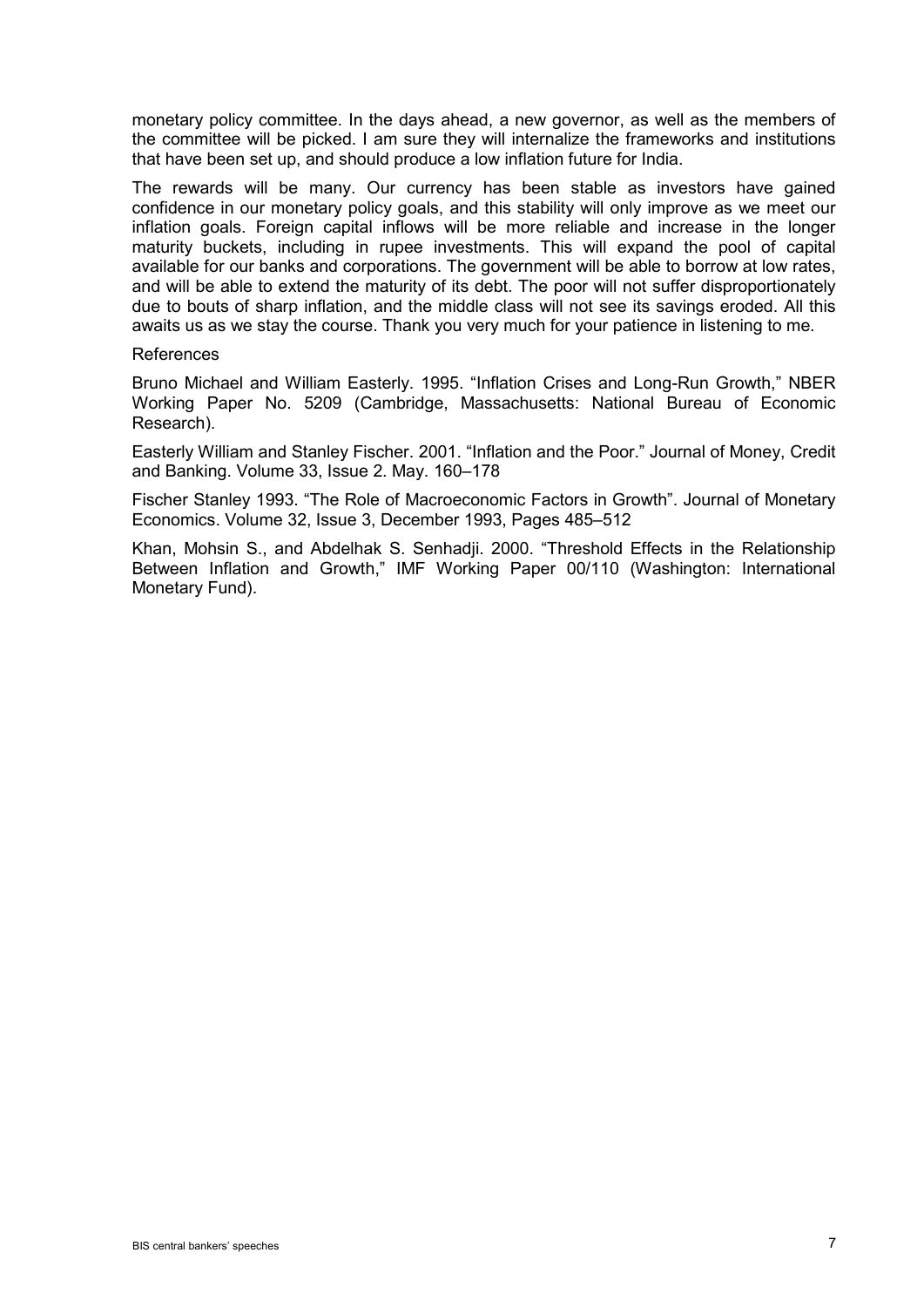monetary policy committee. In the days ahead, a new governor, as well as the members of the committee will be picked. I am sure they will internalize the frameworks and institutions that have been set up, and should produce a low inflation future for India.

The rewards will be many. Our currency has been stable as investors have gained confidence in our monetary policy goals, and this stability will only improve as we meet our inflation goals. Foreign capital inflows will be more reliable and increase in the longer maturity buckets, including in rupee investments. This will expand the pool of capital available for our banks and corporations. The government will be able to borrow at low rates, and will be able to extend the maturity of its debt. The poor will not suffer disproportionately due to bouts of sharp inflation, and the middle class will not see its savings eroded. All this awaits us as we stay the course. Thank you very much for your patience in listening to me.

References

Bruno Michael and William Easterly. 1995. "Inflation Crises and Long-Run Growth," NBER Working Paper No. 5209 (Cambridge, Massachusetts: National Bureau of Economic Research).

Easterly William and Stanley Fischer. 2001. "Inflation and the Poor." Journal of Money, Credit and Banking. Volume 33, Issue 2. May. 160–178

Fischer Stanley 1993. "The Role of Macroeconomic Factors in Growth". Journal of Monetary Economics. Volume 32, Issue 3, December 1993, Pages 485–512

Khan, Mohsin S., and Abdelhak S. Senhadji. 2000. "Threshold Effects in the Relationship Between Inflation and Growth," IMF Working Paper 00/110 (Washington: International Monetary Fund).